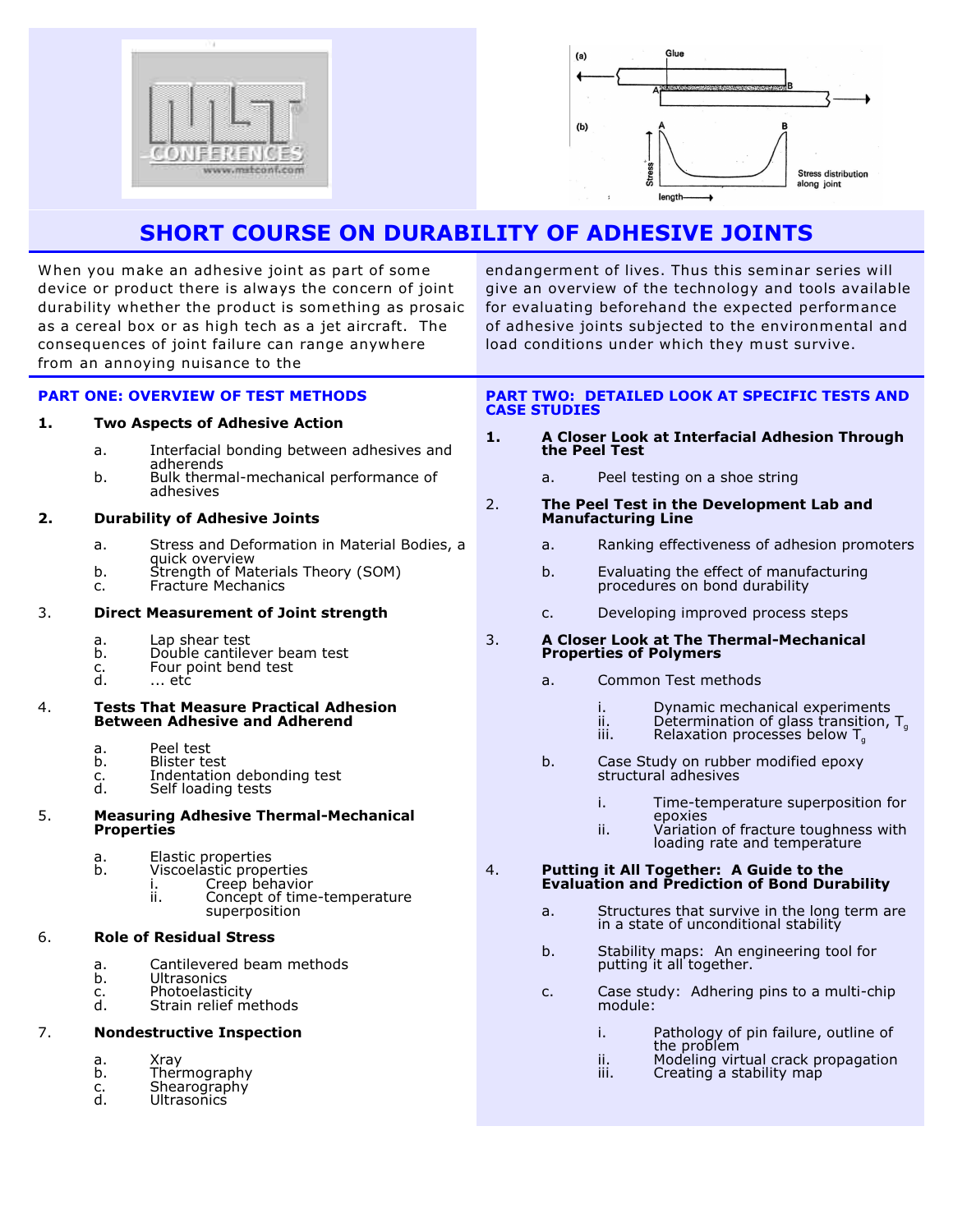# SHORT COURSE ON DURABILITY OF ADHESIVE JOINTS

When you make an adhesive joint as part of some device or product there is always the concern of joint durability whether the product is something as prosaic as a cereal box or as high tech as a jet aircraft. The consequences of joint failure can range anywhere from an annoying nuisance to the endangerment of lives. Thus this seminar series will give an overview of the technology and tools available for evaluating beforehand the expected performance of adhesive joints subjected to the environmental and load conditions under which they must survive.

## PART ONE: OVERVIEW OF TEST METHODS

**1. Two Aspects of Adhesive Action**

- a. Interfacial bonding between adhesives and adherends
- b. Bulk thermal-mechanical performance of adhesives

**2. Durability of Adhesive Joints**

- a. Stress and Deformation in Material Bodies, a quick overview
- b. Strength of Materials Theory (SOM)
- c. Fracture Mechanics

3. **Direct Measurement of Joint strength**

- a. Lap shear test
- b. Double cantilever beam test
- c. Four point bend test
- d. ... etc

4. **Tests That Measure Practical Adhesion Between Adhesive and Adherend**

- a. Peel test
- b. Blister test
- c. Indentation debonding test
- d. Self loading tests

5. **Measuring Adhesive Thermal-Mechanical Properties**

- a. Elastic properties
- b. Viscoelastic properties
  - i. Creep behavior
  - ii. Concept of time-temperature superposition

6. **Role of Residual Stress**

- a. Cantilevered beam methods
- b. Ultrasonics
- c. Photoelasticity
- d. Strain relief methods

7. **Nondestructive Inspection**

- a. Xray
- b. Thermography
- c. Shearography
- d. Ultrasonics

## PART TWO: DETAILED LOOK AT SPECIFIC TESTS AND CASE STUDIES

**1. A Closer Look at Interfacial Adhesion Through the Peel Test**

- a. Peel testing on a shoe string

2. **The Peel Test in the Development Lab and Manufacturing Line**

- a. Ranking effectiveness of adhesion promoters
- b. Evaluating the effect of manufacturing procedures on bond durability
- c. Developing improved process steps

3. **A Closer Look at The Thermal-Mechanical Properties of Polymers**

- a. Common Test methods
  - i. Dynamic mechanical experiments
  - ii. Determination of glass transition, $T_g$
  - iii. Relaxation processes below $T_g$
- b. Case Study on rubber modified epoxy structural adhesives
  - i. Time-temperature superposition for epoxies
  - ii. Variation of fracture toughness with loading rate and temperature

4. **Putting it All Together: A Guide to the Evaluation and Prediction of Bond Durability**

- a. Structures that survive in the long term are in a state of unconditional stability
- b. Stability maps: An engineering tool for putting it all together.
- c. Case study: Adhering pins to a multi-chip module:
  - i. Pathology of pin failure, outline of the problem
  - ii. Modeling virtual crack propagation
  - iii. Creating a stability map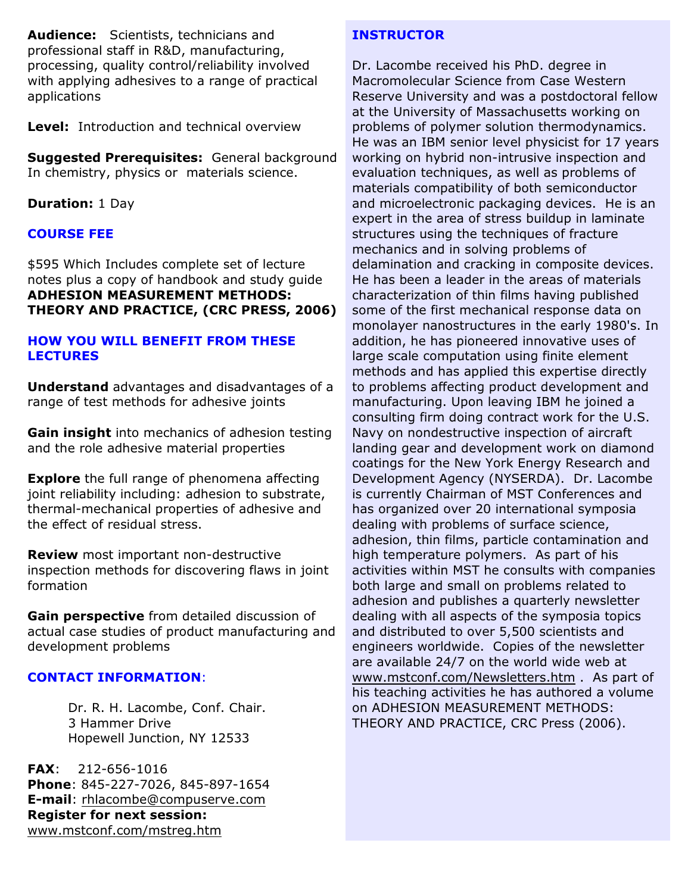**Audience:** Scientists, technicians and professional staff in R&D, manufacturing, processing, quality control/reliability involved with applying adhesives to a range of practical applications

**Level:** Introduction and technical overview

**Suggested Prerequisites:** General background In chemistry, physics or materials science.

**Duration:** 1 Day

## COURSE FEE

$595 Which Includes complete set of lecture notes plus a copy of handbook and study guide **ADHESION MEASUREMENT METHODS: THEORY AND PRACTICE, (CRC PRESS, 2006)**

## HOW YOU WILL BENEFIT FROM THESE LECTURES

**Understand** advantages and disadvantages of a range of test methods for adhesive joints

**Gain insight** into mechanics of adhesion testing and the role adhesive material properties

**Explore** the full range of phenomena affecting joint reliability including: adhesion to substrate, thermal-mechanical properties of adhesive and the effect of residual stress.

**Review** most important non-destructive inspection methods for discovering flaws in joint formation

**Gain perspective** from detailed discussion of actual case studies of product manufacturing and development problems

## CONTACT INFORMATION:

Dr. R. H. Lacombe, Conf. Chair.
3 Hammer Drive
Hopewell Junction, NY 12533

**FAX**: 212-656-1016
**Phone**: 845-227-7026, 845-897-1654
**E-mail**: rhlacombe@compuserve.com
**Register for next session:**
www.mstconf.com/mstreg.htm

## INSTRUCTOR

Dr. Lacombe received his PhD. degree in Macromolecular Science from Case Western Reserve University and was a postdoctoral fellow at the University of Massachusetts working on problems of polymer solution thermodynamics. He was an IBM senior level physicist for 17 years working on hybrid non-intrusive inspection and evaluation techniques, as well as problems of materials compatibility of both semiconductor and microelectronic packaging devices. He is an expert in the area of stress buildup in laminate structures using the techniques of fracture mechanics and in solving problems of delamination and cracking in composite devices. He has been a leader in the areas of materials characterization of thin films having published some of the first mechanical response data on monolayer nanostructures in the early 1980's. In addition, he has pioneered innovative uses of large scale computation using finite element methods and has applied this expertise directly to problems affecting product development and manufacturing. Upon leaving IBM he joined a consulting firm doing contract work for the U.S. Navy on nondestructive inspection of aircraft landing gear and development work on diamond coatings for the New York Energy Research and Development Agency (NYSERDA). Dr. Lacombe is currently Chairman of MST Conferences and has organized over 20 international symposia dealing with problems of surface science, adhesion, thin films, particle contamination and high temperature polymers. As part of his activities within MST he consults with companies both large and small on problems related to adhesion and publishes a quarterly newsletter dealing with all aspects of the symposia topics and distributed to over 5,500 scientists and engineers worldwide. Copies of the newsletter are available 24/7 on the world wide web at www.mstconf.com/Newsletters.htm . As part of his teaching activities he has authored a volume on ADHESION MEASUREMENT METHODS: THEORY AND PRACTICE, CRC Press (2006).